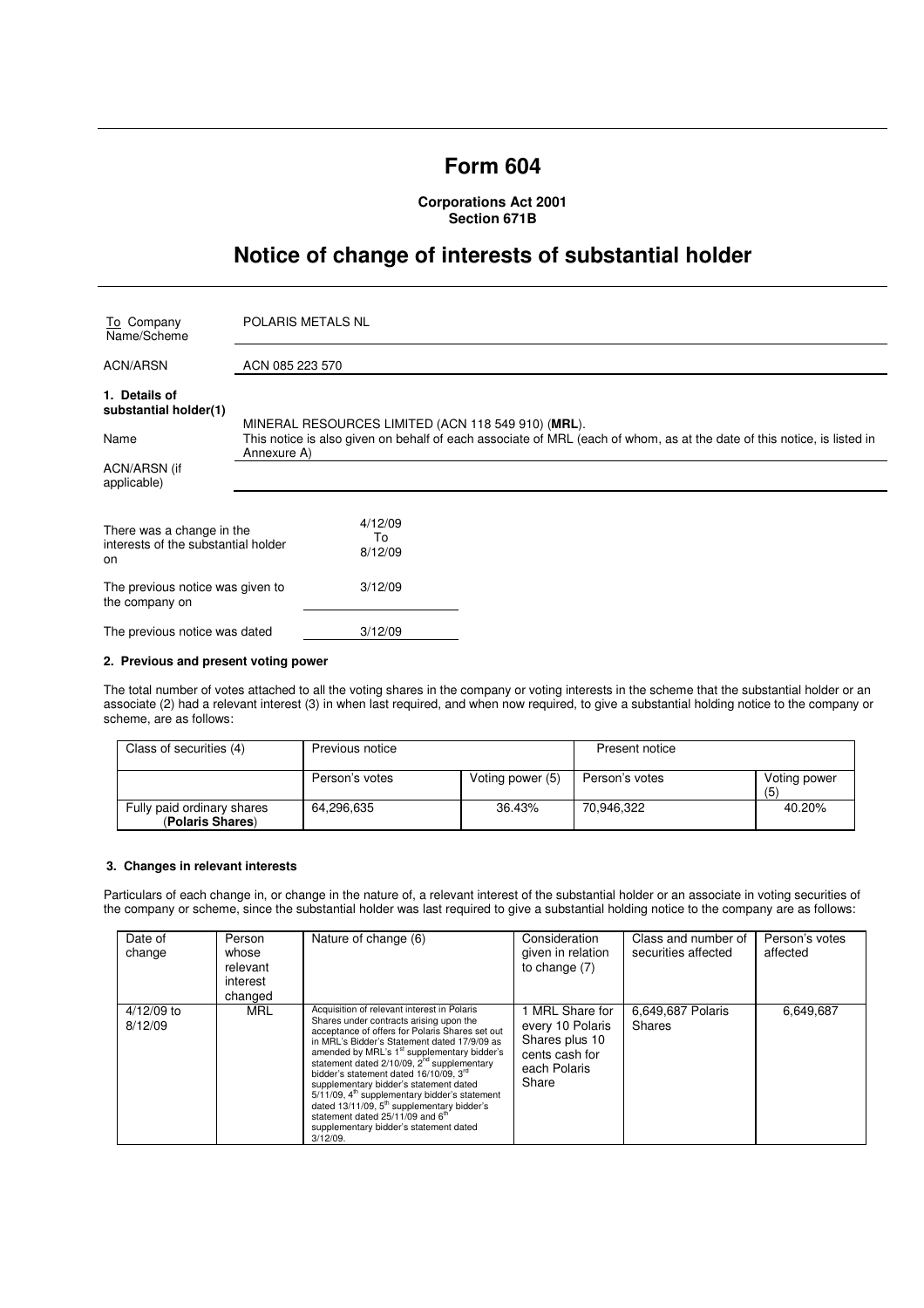# Form 604

**Corporations Act 2001**
**Section 671B**

## Notice of change of interests of substantial holder

| To Company Name/Scheme | POLARIS METALS NL |
|---|---|
| ACN/ARSN | ACN 085 223 570 |

**1. Details of substantial holder(1)**

| | |
|---|---|
| Name | MINERAL RESOURCES LIMITED (ACN 118 549 910) (**MRL**). This notice is also given on behalf of each associate of MRL (each of whom, as at the date of this notice, is listed in Annexure A) |
| ACN/ARSN (if applicable) | |

| | |
|---|---|
| There was a change in the interests of the substantial holder on | 4/12/09 To 8/12/09 |
| The previous notice was given to the company on | 3/12/09 |
| The previous notice was dated | 3/12/09 |

### 2. Previous and present voting power

The total number of votes attached to all the voting shares in the company or voting interests in the scheme that the substantial holder or an associate (2) had a relevant interest (3) in when last required, and when now required, to give a substantial holding notice to the company or scheme, are as follows:

| Class of securities (4) | Previous notice | | Present notice | |
|---|---|---|---|---|
| | Person's votes | Voting power (5) | Person's votes | Voting power (5) |
| Fully paid ordinary shares (**Polaris Shares**) | 64,296,635 | 36.43% | 70,946,322 | 40.20% |

### 3. Changes in relevant interests

Particulars of each change in, or change in the nature of, a relevant interest of the substantial holder or an associate in voting securities of the company or scheme, since the substantial holder was last required to give a substantial holding notice to the company are as follows:

| Date of change | Person whose relevant interest changed | Nature of change (6) | Consideration given in relation to change (7) | Class and number of securities affected | Person's votes affected |
|---|---|---|---|---|---|
| 4/12/09 to 8/12/09 | MRL | Acquisition of relevant interest in Polaris Shares under contracts arising upon the acceptance of offers for Polaris Shares set out in MRL's Bidder's Statement dated 17/9/09 as amended by MRL's 1st supplementary bidder's statement dated 2/10/09, 2nd supplementary bidder's statement dated 16/10/09, 3rd supplementary bidder's statement dated 5/11/09, 4th supplementary bidder's statement dated 13/11/09, 5th supplementary bidder's statement dated 25/11/09 and 6th supplementary bidder's statement dated 3/12/09. | 1 MRL Share for every 10 Polaris Shares plus 10 cents cash for each Polaris Share | 6,649,687 Polaris Shares | 6,649,687 |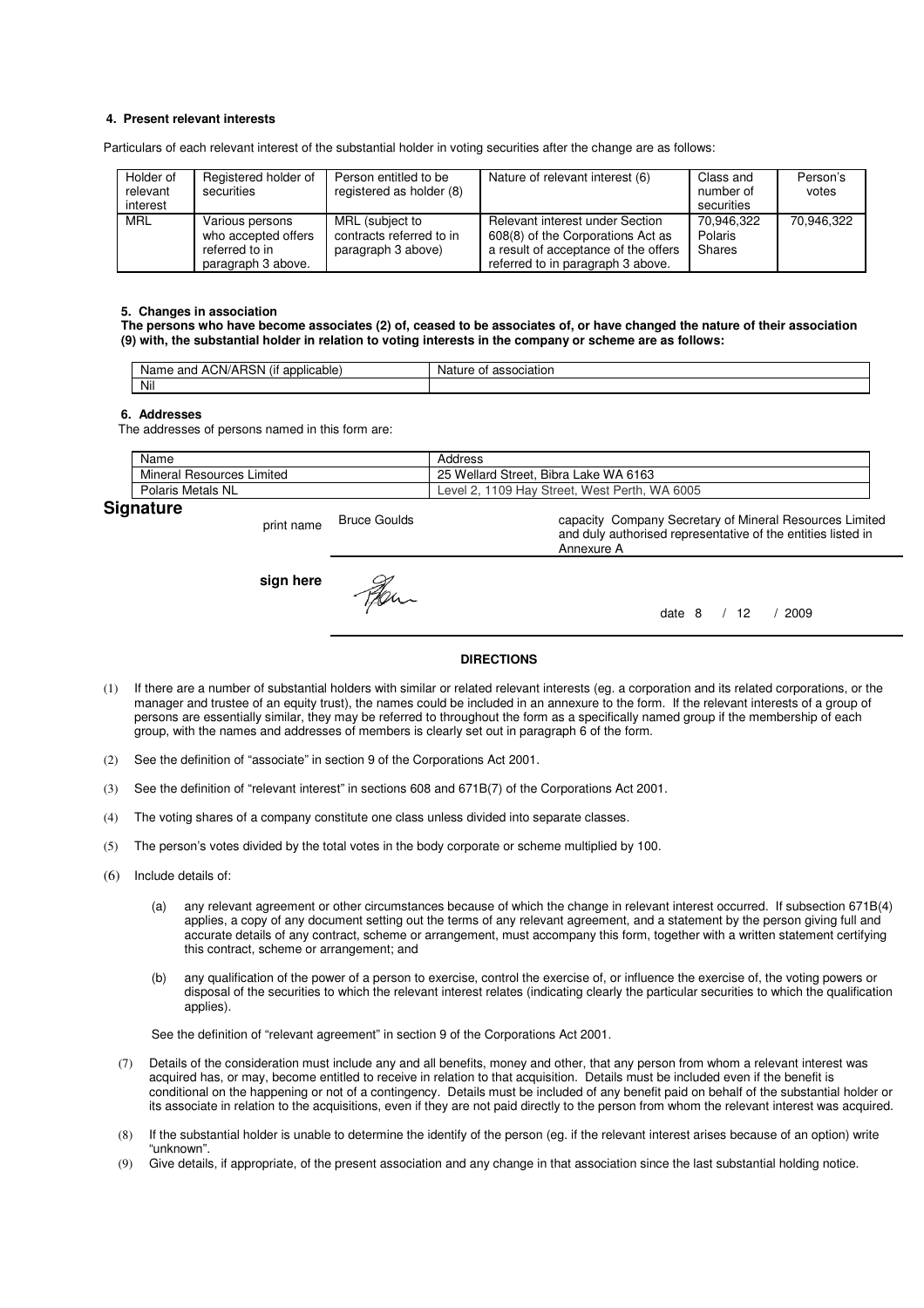#### 4. Present relevant interests

Particulars of each relevant interest of the substantial holder in voting securities after the change are as follows:

| Holder of relevant interest | Registered holder of securities | Person entitled to be registered as holder (8) | Nature of relevant interest (6) | Class and number of securities | Person's votes |
|---|---|---|---|---|---|
| MRL | Various persons who accepted offers referred to in paragraph 3 above. | MRL (subject to contracts referred to in paragraph 3 above) | Relevant interest under Section 608(8) of the Corporations Act as a result of acceptance of the offers referred to in paragraph 3 above. | 70,946,322 Polaris Shares | 70,946,322 |

#### 5. Changes in association

**The persons who have become associates (2) of, ceased to be associates of, or have changed the nature of their association (9) with, the substantial holder in relation to voting interests in the company or scheme are as follows:**

| Name and ACN/ARSN (if applicable) | Nature of association |
|---|---|
| Nil | |

#### 6. Addresses

The addresses of persons named in this form are:

| Name | Address |
|---|---|
| Mineral Resources Limited | 25 Wellard Street, Bibra Lake WA 6163 |
| Polaris Metals NL | Level 2, 1109 Hay Street, West Perth, WA 6005 |

## Signature

print name Bruce Goulds

capacity Company Secretary of Mineral Resources Limited and duly authorised representative of the entities listed in Annexure A

**sign here**

date 8 / 12 / 2009

**DIRECTIONS**

(1) If there are a number of substantial holders with similar or related relevant interests (eg. a corporation and its related corporations, or the manager and trustee of an equity trust), the names could be included in an annexure to the form. If the relevant interests of a group of persons are essentially similar, they may be referred to throughout the form as a specifically named group if the membership of each group, with the names and addresses of members is clearly set out in paragraph 6 of the form.

(2) See the definition of "associate" in section 9 of the Corporations Act 2001.

(3) See the definition of "relevant interest" in sections 608 and 671B(7) of the Corporations Act 2001.

(4) The voting shares of a company constitute one class unless divided into separate classes.

(5) The person's votes divided by the total votes in the body corporate or scheme multiplied by 100.

(6) Include details of:

(a) any relevant agreement or other circumstances because of which the change in relevant interest occurred. If subsection 671B(4) applies, a copy of any document setting out the terms of any relevant agreement, and a statement by the person giving full and accurate details of any contract, scheme or arrangement, must accompany this form, together with a written statement certifying this contract, scheme or arrangement; and

(b) any qualification of the power of a person to exercise, control the exercise of, or influence the exercise of, the voting powers or disposal of the securities to which the relevant interest relates (indicating clearly the particular securities to which the qualification applies).

See the definition of "relevant agreement" in section 9 of the Corporations Act 2001.

(7) Details of the consideration must include any and all benefits, money and other, that any person from whom a relevant interest was acquired has, or may, become entitled to receive in relation to that acquisition. Details must be included even if the benefit is conditional on the happening or not of a contingency. Details must be included of any benefit paid on behalf of the substantial holder or its associate in relation to the acquisitions, even if they are not paid directly to the person from whom the relevant interest was acquired.

(8) If the substantial holder is unable to determine the identify of the person (eg. if the relevant interest arises because of an option) write "unknown".

(9) Give details, if appropriate, of the present association and any change in that association since the last substantial holding notice.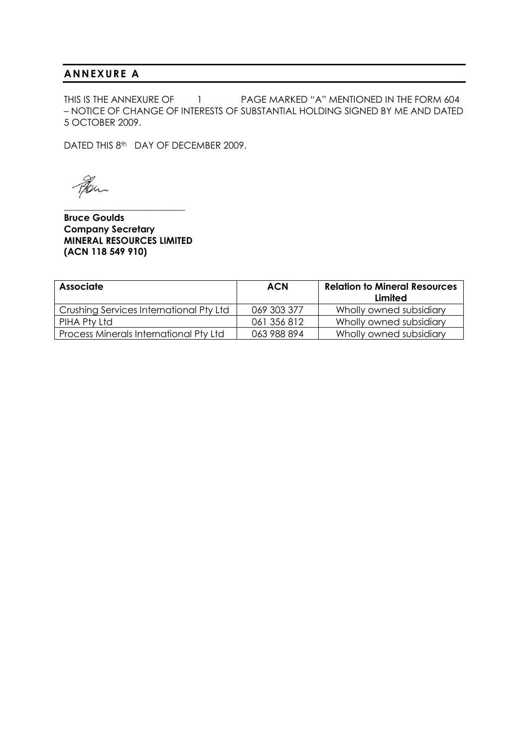## ANNEXURE A

THIS IS THE ANNEXURE OF 1 PAGE MARKED "A" MENTIONED IN THE FORM 604 – NOTICE OF CHANGE OF INTERESTS OF SUBSTANTIAL HOLDING SIGNED BY ME AND DATED 5 OCTOBER 2009.

DATED THIS 8th DAY OF DECEMBER 2009.

\_\_\_\_\_\_\_\_\_\_\_\_\_\_\_\_\_\_\_\_\_\_\_\_\_\_

**Bruce Goulds**
**Company Secretary**
**MINERAL RESOURCES LIMITED**
**(ACN 118 549 910)**

| Associate | ACN | Relation to Mineral Resources Limited |
|---|---|---|
| Crushing Services International Pty Ltd | 069 303 377 | Wholly owned subsidiary |
| PIHA Pty Ltd | 061 356 812 | Wholly owned subsidiary |
| Process Minerals International Pty Ltd | 063 988 894 | Wholly owned subsidiary |